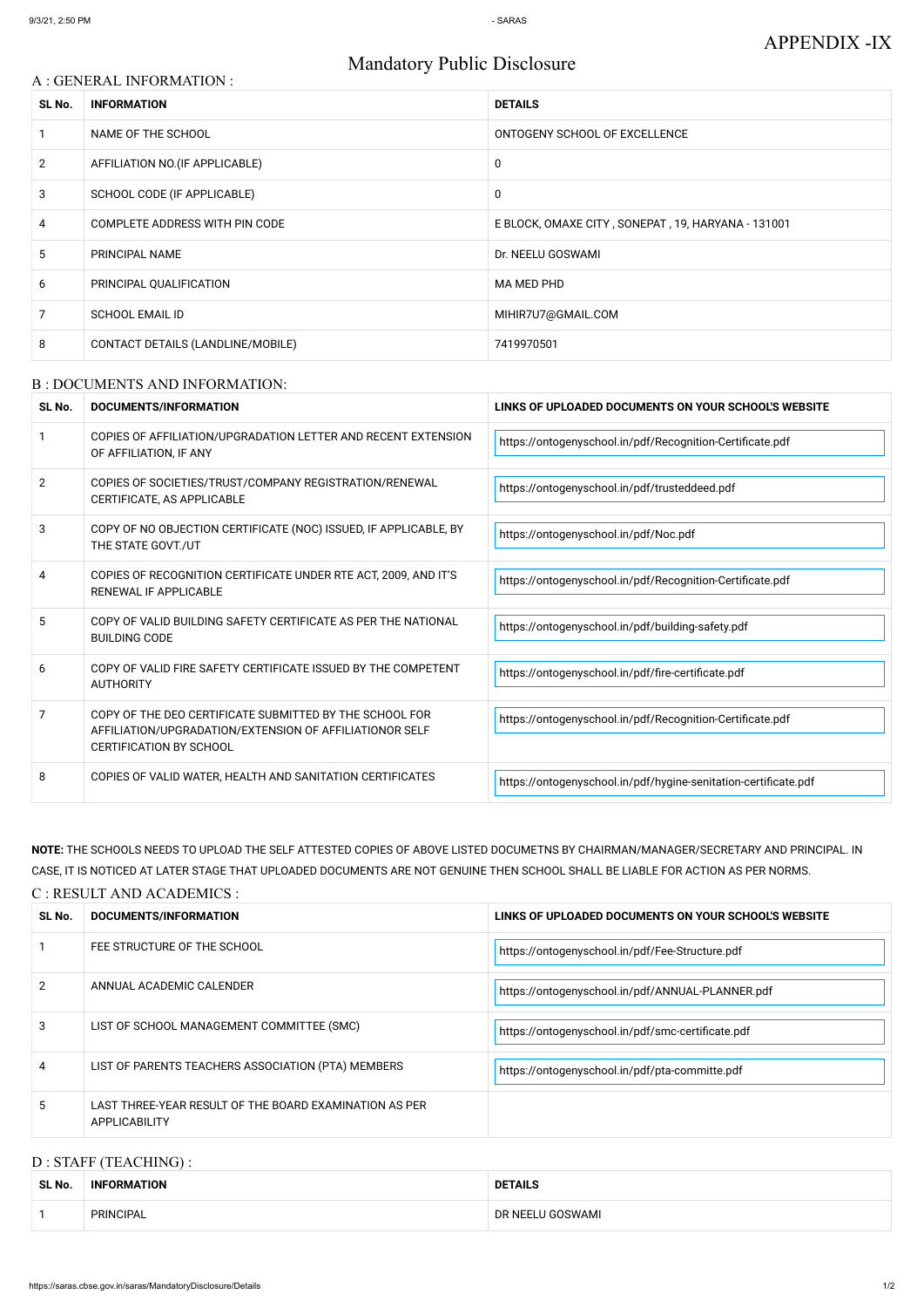APPENDIX -IX

# Mandatory Public Disclosure

## A : GENERAL INFORMATION :

| SL No. | INFORMATION | DETAILS |
|---|---|---|
| 1 | NAME OF THE SCHOOL | ONTOGENY SCHOOL OF EXCELLENCE |
| 2 | AFFILIATION NO.(IF APPLICABLE) | 0 |
| 3 | SCHOOL CODE (IF APPLICABLE) | 0 |
| 4 | COMPLETE ADDRESS WITH PIN CODE | E BLOCK, OMAXE CITY , SONEPAT , 19, HARYANA - 131001 |
| 5 | PRINCIPAL NAME | Dr. NEELU GOSWAMI |
| 6 | PRINCIPAL QUALIFICATION | MA MED PHD |
| 7 | SCHOOL EMAIL ID | MIHIR7U7@GMAIL.COM |
| 8 | CONTACT DETAILS (LANDLINE/MOBILE) | 7419970501 |

## B : DOCUMENTS AND INFORMATION:

| SL No. | DOCUMENTS/INFORMATION | LINKS OF UPLOADED DOCUMENTS ON YOUR SCHOOL'S WEBSITE |
|---|---|---|
| 1 | COPIES OF AFFILIATION/UPGRADATION LETTER AND RECENT EXTENSION OF AFFILIATION, IF ANY | https://ontogenyschool.in/pdf/Recognition-Certificate.pdf |
| 2 | COPIES OF SOCIETIES/TRUST/COMPANY REGISTRATION/RENEWAL CERTIFICATE, AS APPLICABLE | https://ontogenyschool.in/pdf/trusteddeed.pdf |
| 3 | COPY OF NO OBJECTION CERTIFICATE (NOC) ISSUED, IF APPLICABLE, BY THE STATE GOVT./UT | https://ontogenyschool.in/pdf/Noc.pdf |
| 4 | COPIES OF RECOGNITION CERTIFICATE UNDER RTE ACT, 2009, AND IT'S RENEWAL IF APPLICABLE | https://ontogenyschool.in/pdf/Recognition-Certificate.pdf |
| 5 | COPY OF VALID BUILDING SAFETY CERTIFICATE AS PER THE NATIONAL BUILDING CODE | https://ontogenyschool.in/pdf/building-safety.pdf |
| 6 | COPY OF VALID FIRE SAFETY CERTIFICATE ISSUED BY THE COMPETENT AUTHORITY | https://ontogenyschool.in/pdf/fire-certificate.pdf |
| 7 | COPY OF THE DEO CERTIFICATE SUBMITTED BY THE SCHOOL FOR AFFILIATION/UPGRADATION/EXTENSION OF AFFILIATIONOR SELF CERTIFICATION BY SCHOOL | https://ontogenyschool.in/pdf/Recognition-Certificate.pdf |
| 8 | COPIES OF VALID WATER, HEALTH AND SANITATION CERTIFICATES | https://ontogenyschool.in/pdf/hygine-senitation-certificate.pdf |

**NOTE:** THE SCHOOLS NEEDS TO UPLOAD THE SELF ATTESTED COPIES OF ABOVE LISTED DOCUMETNS BY CHAIRMAN/MANAGER/SECRETARY AND PRINCIPAL. IN CASE, IT IS NOTICED AT LATER STAGE THAT UPLOADED DOCUMENTS ARE NOT GENUINE THEN SCHOOL SHALL BE LIABLE FOR ACTION AS PER NORMS.

## C : RESULT AND ACADEMICS :

| SL No. | DOCUMENTS/INFORMATION | LINKS OF UPLOADED DOCUMENTS ON YOUR SCHOOL'S WEBSITE |
|---|---|---|
| 1 | FEE STRUCTURE OF THE SCHOOL | https://ontogenyschool.in/pdf/Fee-Structure.pdf |
| 2 | ANNUAL ACADEMIC CALENDER | https://ontogenyschool.in/pdf/ANNUAL-PLANNER.pdf |
| 3 | LIST OF SCHOOL MANAGEMENT COMMITTEE (SMC) | https://ontogenyschool.in/pdf/smc-certificate.pdf |
| 4 | LIST OF PARENTS TEACHERS ASSOCIATION (PTA) MEMBERS | https://ontogenyschool.in/pdf/pta-committe.pdf |
| 5 | LAST THREE-YEAR RESULT OF THE BOARD EXAMINATION AS PER APPLICABILITY | |

## D : STAFF (TEACHING) :

| SL No. | INFORMATION | DETAILS |
|---|---|---|
| 1 | PRINCIPAL | DR NEELU GOSWAMI |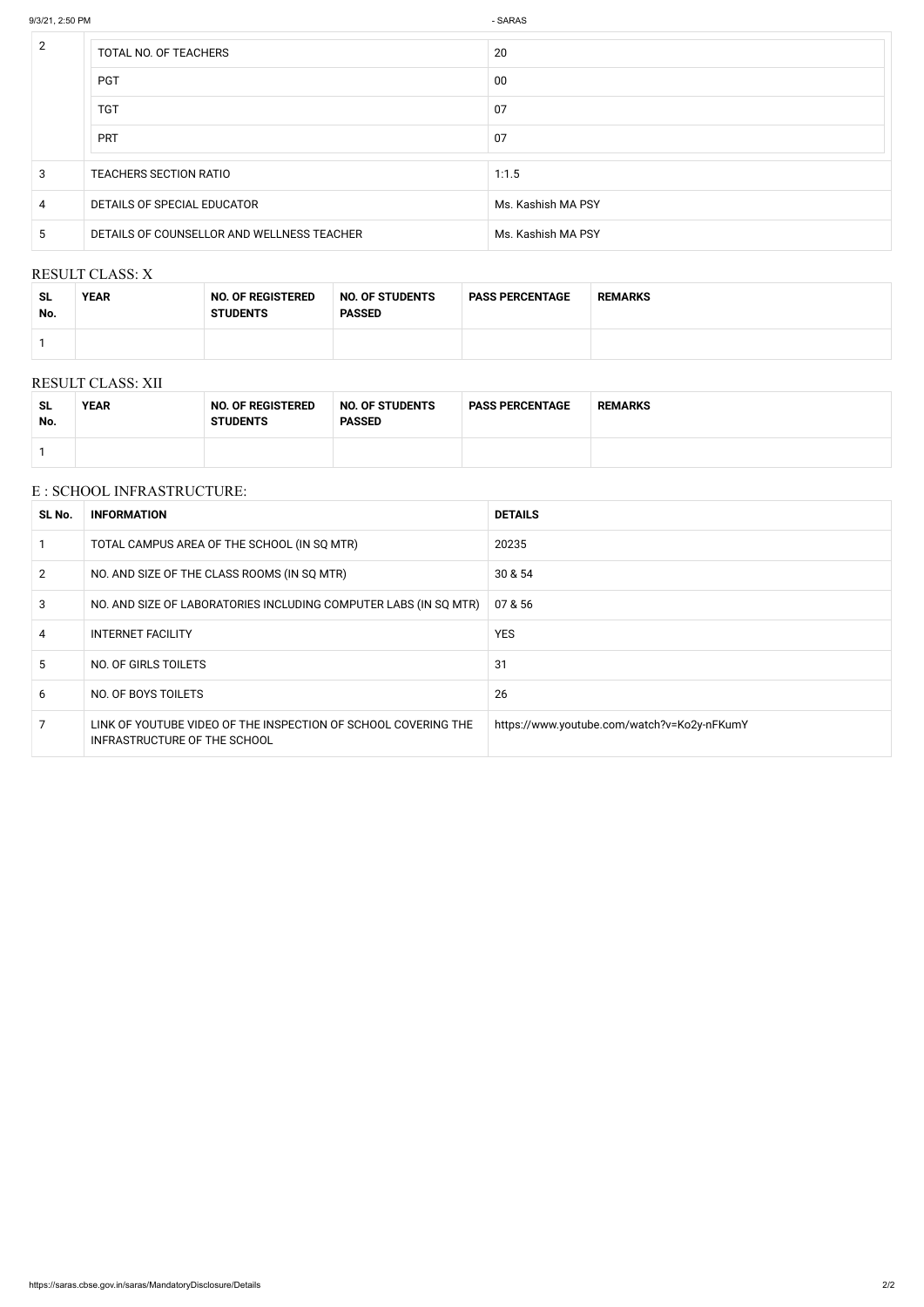| | | |
|---|---|---|
| 2 | TOTAL NO. OF TEACHERS | 20 |
| | PGT | 00 |
| | TGT | 07 |
| | PRT | 07 |
| 3 | TEACHERS SECTION RATIO | 1:1.5 |
| 4 | DETAILS OF SPECIAL EDUCATOR | Ms. Kashish MA PSY |
| 5 | DETAILS OF COUNSELLOR AND WELLNESS TEACHER | Ms. Kashish MA PSY |

## RESULT CLASS: X

| SL No. | YEAR | NO. OF REGISTERED STUDENTS | NO. OF STUDENTS PASSED | PASS PERCENTAGE | REMARKS |
|---|---|---|---|---|---|
| 1 | | | | | |

## RESULT CLASS: XII

| SL No. | YEAR | NO. OF REGISTERED STUDENTS | NO. OF STUDENTS PASSED | PASS PERCENTAGE | REMARKS |
|---|---|---|---|---|---|
| 1 | | | | | |

## E : SCHOOL INFRASTRUCTURE:

| SL No. | INFORMATION | DETAILS |
|---|---|---|
| 1 | TOTAL CAMPUS AREA OF THE SCHOOL (IN SQ MTR) | 20235 |
| 2 | NO. AND SIZE OF THE CLASS ROOMS (IN SQ MTR) | 30 & 54 |
| 3 | NO. AND SIZE OF LABORATORIES INCLUDING COMPUTER LABS (IN SQ MTR) | 07 & 56 |
| 4 | INTERNET FACILITY | YES |
| 5 | NO. OF GIRLS TOILETS | 31 |
| 6 | NO. OF BOYS TOILETS | 26 |
| 7 | LINK OF YOUTUBE VIDEO OF THE INSPECTION OF SCHOOL COVERING THE INFRASTRUCTURE OF THE SCHOOL | https://www.youtube.com/watch?v=Ko2y-nFKumY |